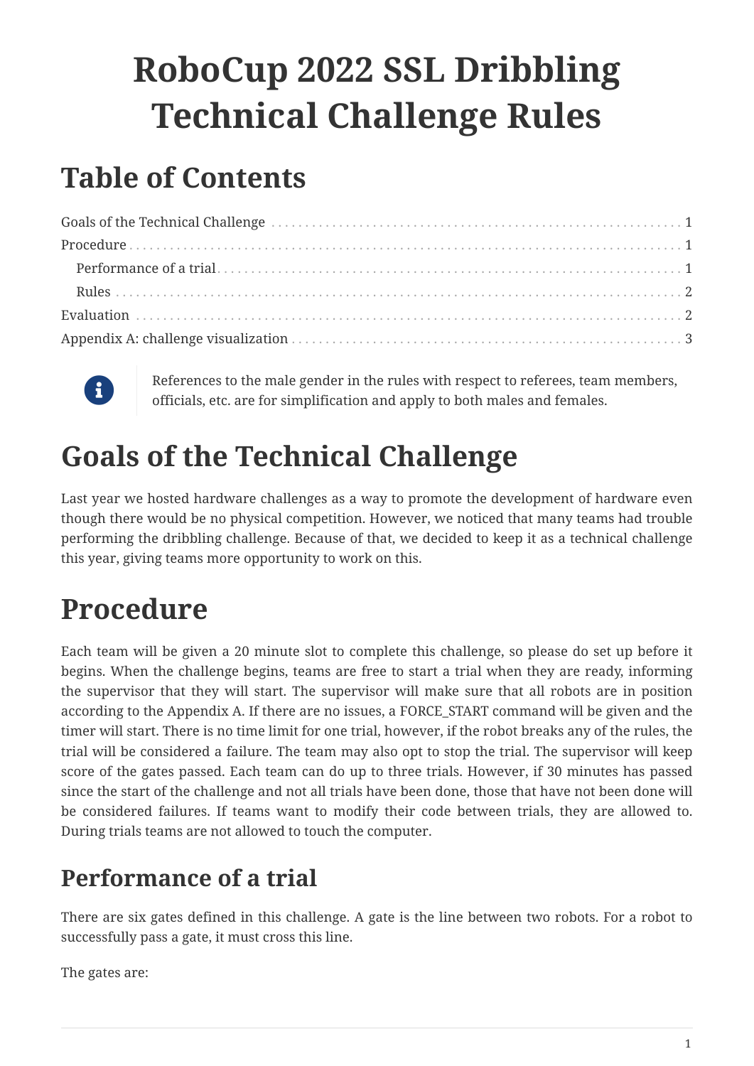# RoboCup 2022 SSL Dribbling Technical Challenge Rules

## Table of Contents

- Goals of the Technical Challenge ... 1
- Procedure ... 1
  - Performance of a trial ... 1
  - Rules ... 2
- Evaluation ... 2
- Appendix A: challenge visualization ... 3

> References to the male gender in the rules with respect to referees, team members, officials, etc. are for simplification and apply to both males and females.

# Goals of the Technical Challenge

Last year we hosted hardware challenges as a way to promote the development of hardware even though there would be no physical competition. However, we noticed that many teams had trouble performing the dribbling challenge. Because of that, we decided to keep it as a technical challenge this year, giving teams more opportunity to work on this.

# Procedure

Each team will be given a 20 minute slot to complete this challenge, so please do set up before it begins. When the challenge begins, teams are free to start a trial when they are ready, informing the supervisor that they will start. The supervisor will make sure that all robots are in position according to the Appendix A. If there are no issues, a FORCE_START command will be given and the timer will start. There is no time limit for one trial, however, if the robot breaks any of the rules, the trial will be considered a failure. The team may also opt to stop the trial. The supervisor will keep score of the gates passed. Each team can do up to three trials. However, if 30 minutes has passed since the start of the challenge and not all trials have been done, those that have not been done will be considered failures. If teams want to modify their code between trials, they are allowed to. During trials teams are not allowed to touch the computer.

## Performance of a trial

There are six gates defined in this challenge. A gate is the line between two robots. For a robot to successfully pass a gate, it must cross this line.

The gates are: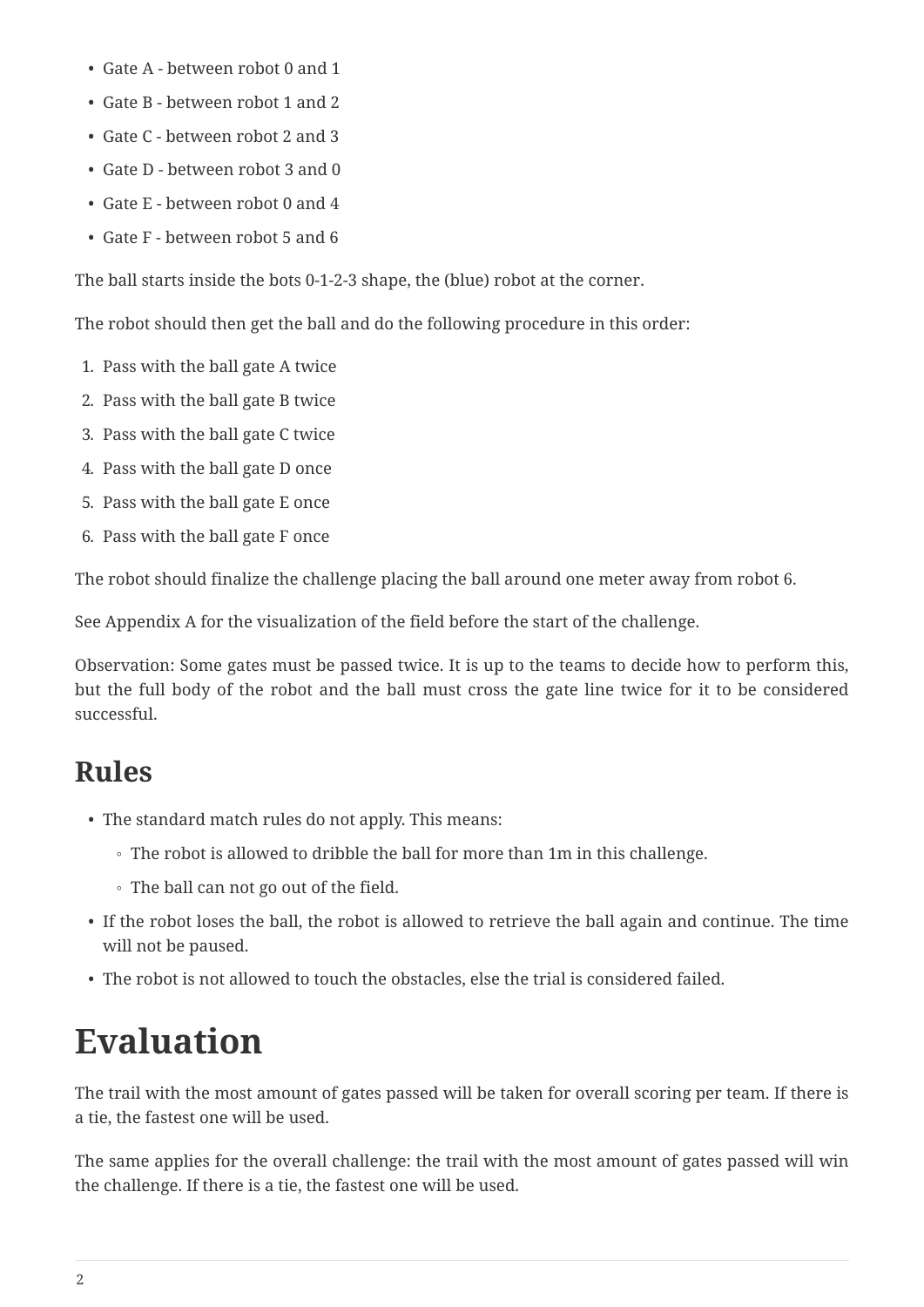- Gate A - between robot 0 and 1
- Gate B - between robot 1 and 2
- Gate C - between robot 2 and 3
- Gate D - between robot 3 and 0
- Gate E - between robot 0 and 4
- Gate F - between robot 5 and 6

The ball starts inside the bots 0-1-2-3 shape, the (blue) robot at the corner.

The robot should then get the ball and do the following procedure in this order:

1. Pass with the ball gate A twice
2. Pass with the ball gate B twice
3. Pass with the ball gate C twice
4. Pass with the ball gate D once
5. Pass with the ball gate E once
6. Pass with the ball gate F once

The robot should finalize the challenge placing the ball around one meter away from robot 6.

See Appendix A for the visualization of the field before the start of the challenge.

Observation: Some gates must be passed twice. It is up to the teams to decide how to perform this, but the full body of the robot and the ball must cross the gate line twice for it to be considered successful.

## Rules

- The standard match rules do not apply. This means:
  - The robot is allowed to dribble the ball for more than 1m in this challenge.
  - The ball can not go out of the field.
- If the robot loses the ball, the robot is allowed to retrieve the ball again and continue. The time will not be paused.
- The robot is not allowed to touch the obstacles, else the trial is considered failed.

# Evaluation

The trail with the most amount of gates passed will be taken for overall scoring per team. If there is a tie, the fastest one will be used.

The same applies for the overall challenge: the trail with the most amount of gates passed will win the challenge. If there is a tie, the fastest one will be used.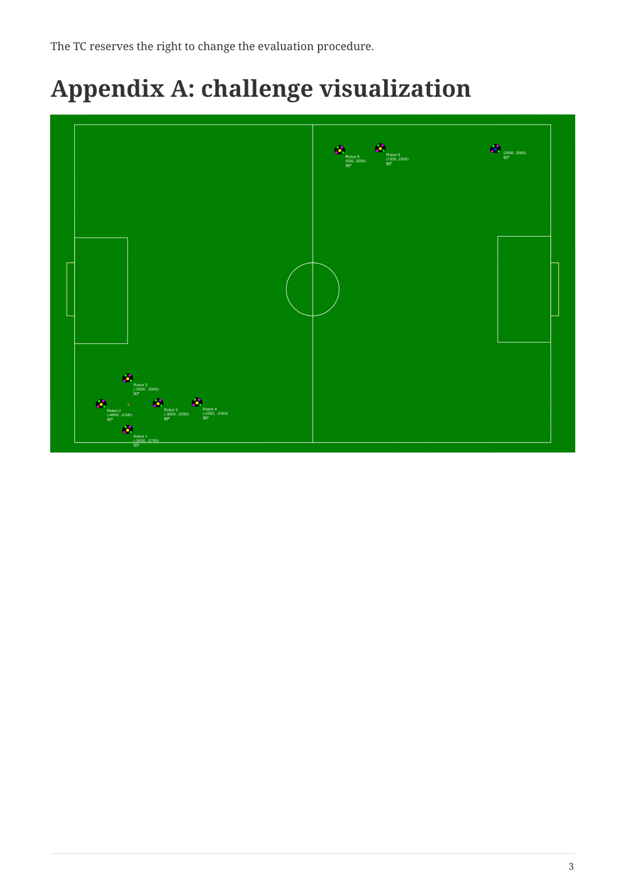The TC reserves the right to change the evaluation procedure.

# Appendix A: challenge visualization

Robot 5
(500, 2500)
90°

Robot 6
(1000, 2500)
90°

(3500, 2500)
90°

Robot 3
(-3500, -2000)
90°

Robot 2
(-4000, -2300)
90°

Robot 0
(-3000, -2300)
90°

Robot 4
(-2500, -2300)
90°

Robot 1
(-3500, -2750)
90°